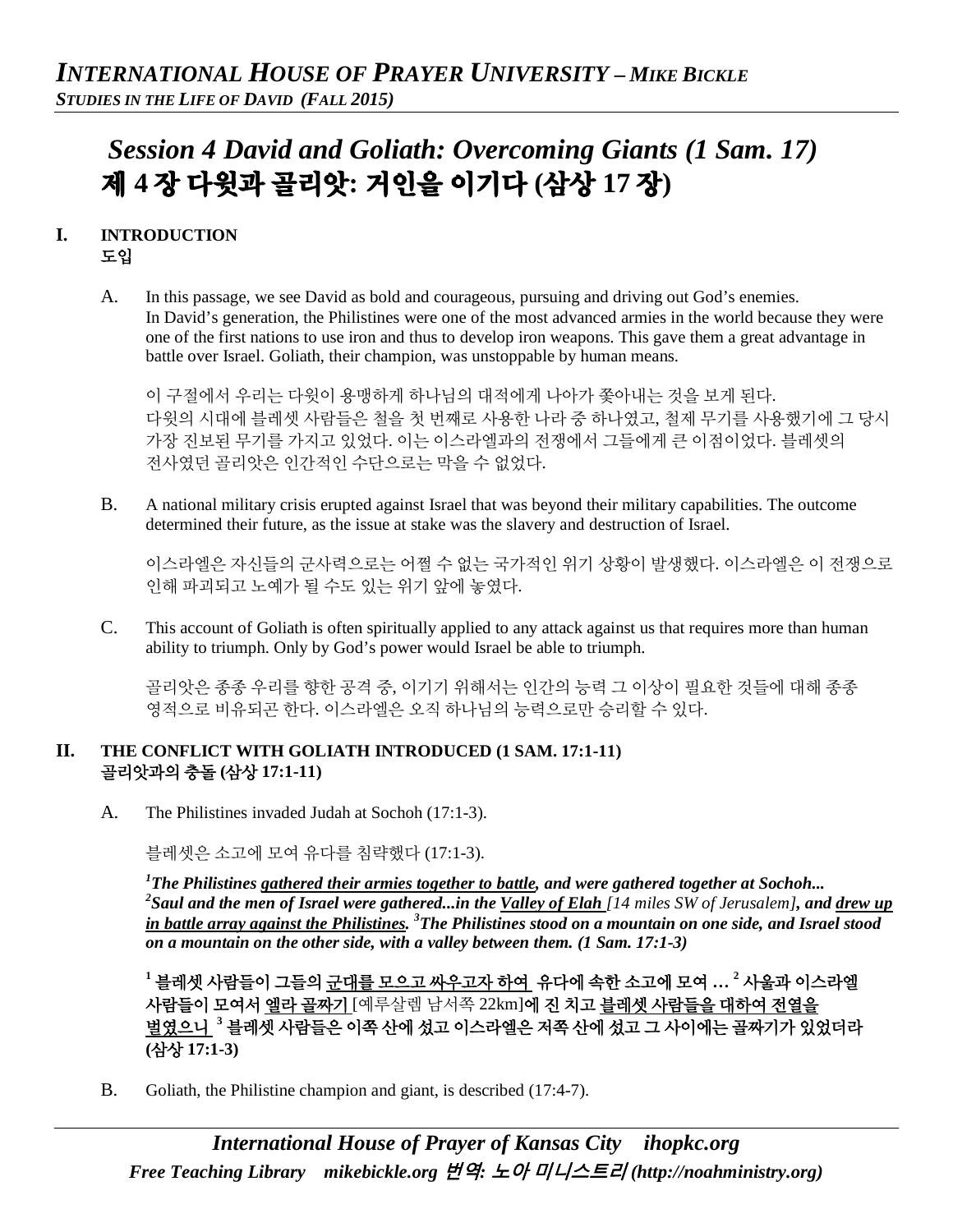# *Session 4 David and Goliath: Overcoming Giants (1 Sam. 17)*
# 제 4 장 다윗과 골리앗: 거인을 이기다 (삼상 17 장)

## I. INTRODUCTION
## 도입

A. In this passage, we see David as bold and courageous, pursuing and driving out God's enemies. In David's generation, the Philistines were one of the most advanced armies in the world because they were one of the first nations to use iron and thus to develop iron weapons. This gave them a great advantage in battle over Israel. Goliath, their champion, was unstoppable by human means.

이 구절에서 우리는 다윗이 용맹하게 하나님의 대적에게 나아가 쫓아내는 것을 보게 된다. 다윗의 시대에 블레셋 사람들은 철을 첫 번째로 사용한 나라 중 하나였고, 철제 무기를 사용했기에 그 당시 가장 진보된 무기를 가지고 있었다. 이는 이스라엘과의 전쟁에서 그들에게 큰 이점이었다. 블레셋의 전사였던 골리앗은 인간적인 수단으로는 막을 수 없었다.

B. A national military crisis erupted against Israel that was beyond their military capabilities. The outcome determined their future, as the issue at stake was the slavery and destruction of Israel.

이스라엘은 자신들의 군사력으로는 어쩔 수 없는 국가적인 위기 상황이 발생했다. 이스라엘은 이 전쟁으로 인해 파괴되고 노예가 될 수도 있는 위기 앞에 놓였다.

C. This account of Goliath is often spiritually applied to any attack against us that requires more than human ability to triumph. Only by God's power would Israel be able to triumph.

골리앗은 종종 우리를 향한 공격 중, 이기기 위해서는 인간의 능력 그 이상이 필요한 것들에 대해 종종 영적으로 비유되곤 한다. 이스라엘은 오직 하나님의 능력으로만 승리할 수 있다.

## II. THE CONFLICT WITH GOLIATH INTRODUCED (1 SAM. 17:1-11)
## 골리앗과의 충돌 (삼상 17:1-11)

A. The Philistines invaded Judah at Sochoh (17:1-3).

블레셋은 소고에 모여 유다를 침략했다 (17:1-3).

***[1]The Philistines <u>gathered their armies together to battle</u>, and were gathered together at Sochoh... [2]Saul and the men of Israel were gathered...in the <u>Valley of Elah</u>*** *[14 miles SW of Jerusalem]****, and <u>drew up in battle array against the Philistines</u>. [3]The Philistines stood on a mountain on one side, and Israel stood on a mountain on the other side, with a valley between them. (1 Sam. 17:1-3)***

**[1] 블레셋 사람들이 그들의 <u>군대를 모으고 싸우고자 하여</u> 유다에 속한 소고에 모여 … [2] 사울과 이스라엘 사람들이 모여서 <u>엘라 골짜기</u>** [예루살렘 남서쪽 22km]**에 진 치고 <u>블레셋 사람들을 대하여 전열을 벌였으니</u> [3] 블레셋 사람들은 이쪽 산에 섰고 이스라엘은 저쪽 산에 섰고 그 사이에는 골짜기가 있었더라 (삼상 17:1-3)**

B. Goliath, the Philistine champion and giant, is described (17:4-7).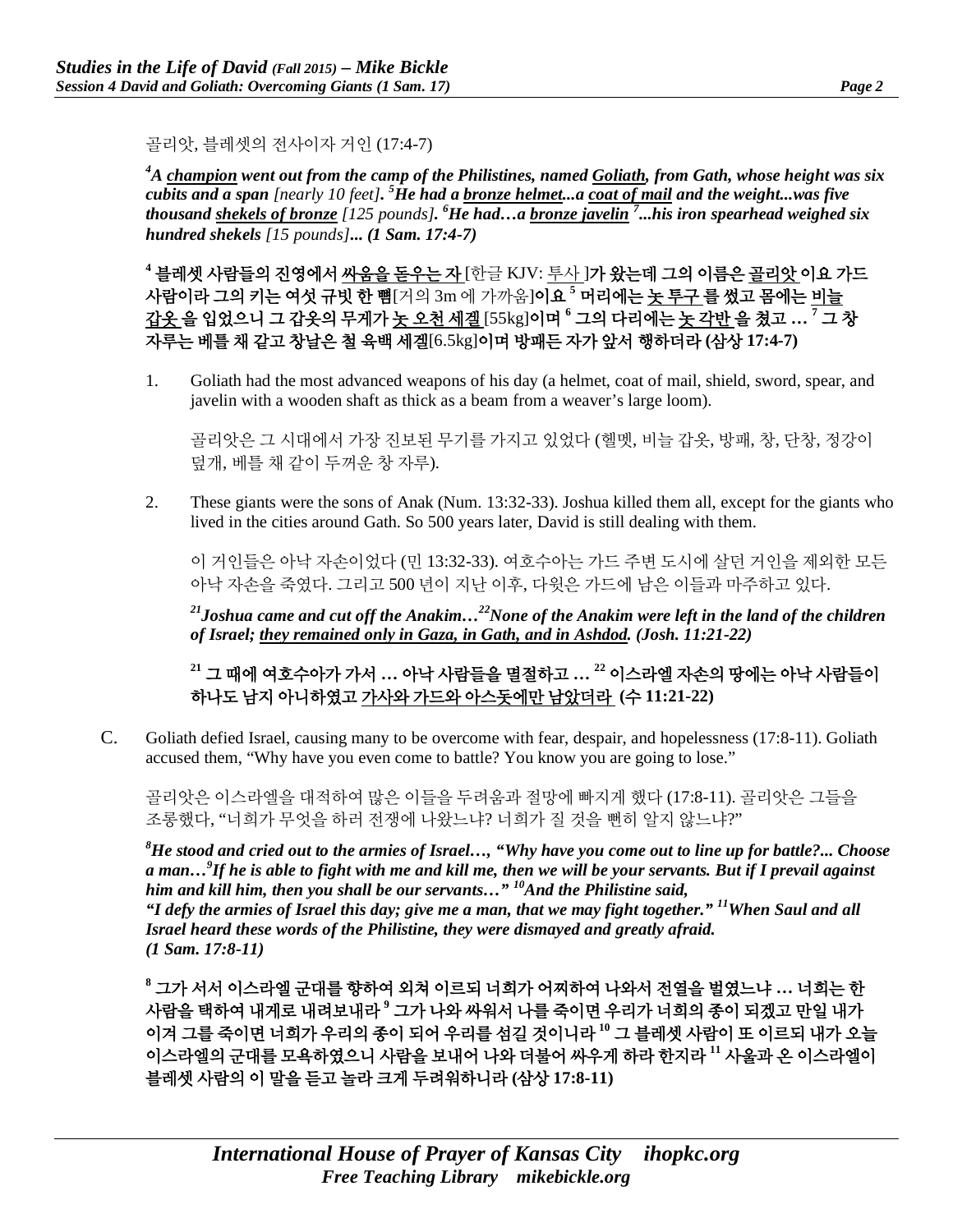골리앗, 블레셋의 전사이자 거인 (17:4-7)

***[4]A champion went out from the camp of the Philistines, named Goliath, from Gath, whose height was six cubits and a span** [nearly 10 feet]**. [5]He had a bronze helmet...a coat of mail and the weight...was five thousand shekels of bronze** [125 pounds]**. [6]He had…a bronze javelin [7]...his iron spearhead weighed six hundred shekels** [15 pounds]**... (1 Sam. 17:4-7)***

**[4] 블레셋 사람들의 진영에서 싸움을 돋우는 자 [한글 KJV: 투사 ]가 왔는데 그의 이름은 골리앗 이요 가드 사람이라 그의 키는 여섯 규빗 한 뼘[거의 3m 에 가까움]이요 [5] 머리에는 놋 투구 를 썼고 몸에는 비늘 갑옷 을 입었으니 그 갑옷의 무게가 놋 오천 세겔 [55kg]이며 [6] 그의 다리에는 놋 각반 을 쳤고 … [7] 그 창 자루는 베틀 채 같고 창날은 철 육백 세겔[6.5kg]이며 방패든 자가 앞서 행하더라 (삼상 17:4-7)**

1. Goliath had the most advanced weapons of his day (a helmet, coat of mail, shield, sword, spear, and javelin with a wooden shaft as thick as a beam from a weaver's large loom).

   골리앗은 그 시대에서 가장 진보된 무기를 가지고 있었다 (헬멧, 비늘 갑옷, 방패, 창, 단창, 정강이 덮개, 베틀 채 같이 두꺼운 창 자루).

2. These giants were the sons of Anak (Num. 13:32-33). Joshua killed them all, except for the giants who lived in the cities around Gath. So 500 years later, David is still dealing with them.

   이 거인들은 아낙 자손이었다 (민 13:32-33). 여호수아는 가드 주변 도시에 살던 거인을 제외한 모든 아낙 자손을 죽였다. 그리고 500 년이 지난 이후, 다윗은 가드에 남은 이들과 마주하고 있다.

   ***[21]Joshua came and cut off the Anakim…[22]None of the Anakim were left in the land of the children of Israel; they remained only in Gaza, in Gath, and in Ashdod. (Josh. 11:21-22)***

   **[21] 그 때에 여호수아가 가서 … 아낙 사람들을 멸절하고 … [22] 이스라엘 자손의 땅에는 아낙 사람들이 하나도 남지 아니하였고 가사와 가드와 아스돗에만 남았더라 (수 11:21-22)**

C. Goliath defied Israel, causing many to be overcome with fear, despair, and hopelessness (17:8-11). Goliath accused them, "Why have you even come to battle? You know you are going to lose."

골리앗은 이스라엘을 대적하여 많은 이들을 두려움과 절망에 빠지게 했다 (17:8-11). 골리앗은 그들을 조롱했다, "너희가 무엇을 하러 전쟁에 나왔느냐? 너희가 질 것을 뻔히 알지 않느냐?"

***[8]He stood and cried out to the armies of Israel…, "Why have you come out to line up for battle?... Choose a man…[9]If he is able to fight with me and kill me, then we will be your servants. But if I prevail against him and kill him, then you shall be our servants…" [10]And the Philistine said, "I defy the armies of Israel this day; give me a man, that we may fight together." [11]When Saul and all Israel heard these words of the Philistine, they were dismayed and greatly afraid. (1 Sam. 17:8-11)***

**[8] 그가 서서 이스라엘 군대를 향하여 외쳐 이르되 너희가 어찌하여 나와서 전열을 벌였느냐 … 너희는 한 사람을 택하여 내게로 내려보내라 [9] 그가 나와 싸워서 나를 죽이면 우리가 너희의 종이 되겠고 만일 내가 이겨 그를 죽이면 너희가 우리의 종이 되어 우리를 섬길 것이니라 [10] 그 블레셋 사람이 또 이르되 내가 오늘 이스라엘의 군대를 모욕하였으니 사람을 보내어 나와 더불어 싸우게 하라 한지라 [11] 사울과 온 이스라엘이 블레셋 사람의 이 말을 듣고 놀라 크게 두려워하니라 (삼상 17:8-11)**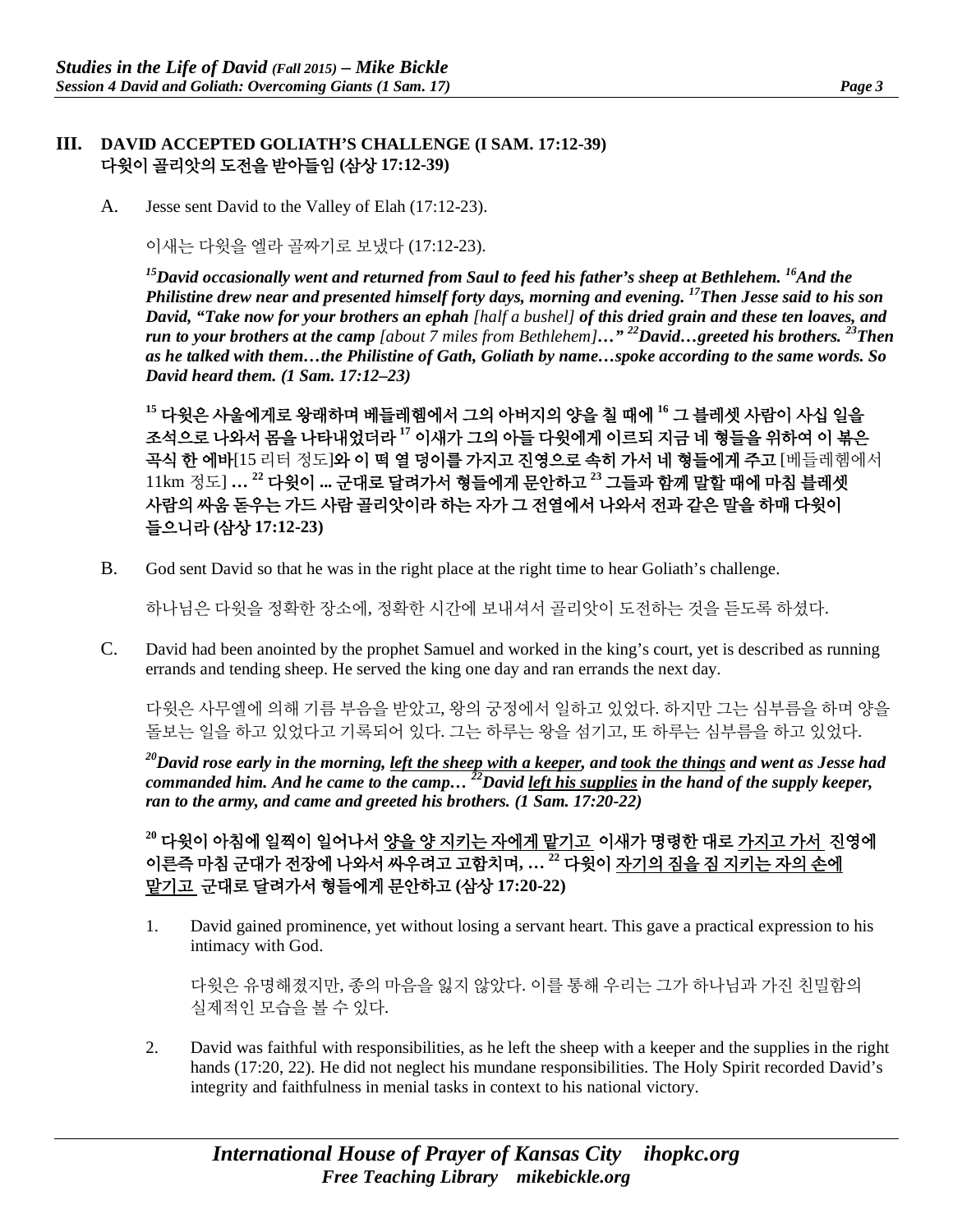## III. DAVID ACCEPTED GOLIATH'S CHALLENGE (I SAM. 17:12-39)
## 다윗이 골리앗의 도전을 받아들임 (삼상 17:12-39)

A. Jesse sent David to the Valley of Elah (17:12-23).

이새는 다윗을 엘라 골짜기로 보냈다 (17:12-23).

***[15]David occasionally went and returned from Saul to feed his father's sheep at Bethlehem. [16]And the Philistine drew near and presented himself forty days, morning and evening. [17]Then Jesse said to his son David, "Take now for your brothers an ephah** [half a bushel] **of this dried grain and these ten loaves, and run to your brothers at the camp** [about 7 miles from Bethlehem]**…" [22]David…greeted his brothers. [23]Then as he talked with them…the Philistine of Gath, Goliath by name…spoke according to the same words. So David heard them. (1 Sam. 17:12–23)***

**[15] 다윗은 사울에게로 왕래하며 베들레헴에서 그의 아버지의 양을 칠 때에 [16] 그 블레셋 사람이 사십 일을 조석으로 나와서 몸을 나타내었더라 [17] 이새가 그의 아들 다윗에게 이르되 지금 네 형들을 위하여 이 볶은 곡식 한 에바**[15 리터 정도]**와 이 떡 열 덩이를 가지고 진영으로 속히 가서 네 형들에게 주고** [베들레헴에서 11km 정도] **… [22] 다윗이 ... 군대로 달려가서 형들에게 문안하고 [23] 그들과 함께 말할 때에 마침 블레셋 사람의 싸움 돋우는 가드 사람 골리앗이라 하는 자가 그 전열에서 나와서 전과 같은 말을 하매 다윗이 들으니라 (삼상 17:12-23)**

B. God sent David so that he was in the right place at the right time to hear Goliath's challenge.

하나님은 다윗을 정확한 장소에, 정확한 시간에 보내셔서 골리앗이 도전하는 것을 듣도록 하셨다.

C. David had been anointed by the prophet Samuel and worked in the king's court, yet is described as running errands and tending sheep. He served the king one day and ran errands the next day.

다윗은 사무엘에 의해 기름 부음을 받았고, 왕의 궁정에서 일하고 있었다. 하지만 그는 심부름을 하며 양을 돌보는 일을 하고 있었다고 기록되어 있다. 그는 하루는 왕을 섬기고, 또 하루는 심부름을 하고 있었다.

***[20]David rose early in the morning, <u>left the sheep with a keeper</u>, and <u>took the things</u> and went as Jesse had commanded him. And he came to the camp… [22]David <u>left his supplies</u> in the hand of the supply keeper, ran to the army, and came and greeted his brothers. (1 Sam. 17:20-22)***

**[20] 다윗이 아침에 일찍이 일어나서 <u>양을 양 지키는 자에게 맡기고</u> 이새가 명령한 대로 <u>가지고 가서</u> 진영에 이른즉 마침 군대가 전장에 나와서 싸우려고 고함치며, … [22] 다윗이 <u>자기의 짐을 짐 지키는 자의 손에 맡기고</u> 군대로 달려가서 형들에게 문안하고 (삼상 17:20-22)**

1. David gained prominence, yet without losing a servant heart. This gave a practical expression to his intimacy with God.

   다윗은 유명해졌지만, 종의 마음을 잃지 않았다. 이를 통해 우리는 그가 하나님과 가진 친밀함의 실제적인 모습을 볼 수 있다.

2. David was faithful with responsibilities, as he left the sheep with a keeper and the supplies in the right hands (17:20, 22). He did not neglect his mundane responsibilities. The Holy Spirit recorded David's integrity and faithfulness in menial tasks in context to his national victory.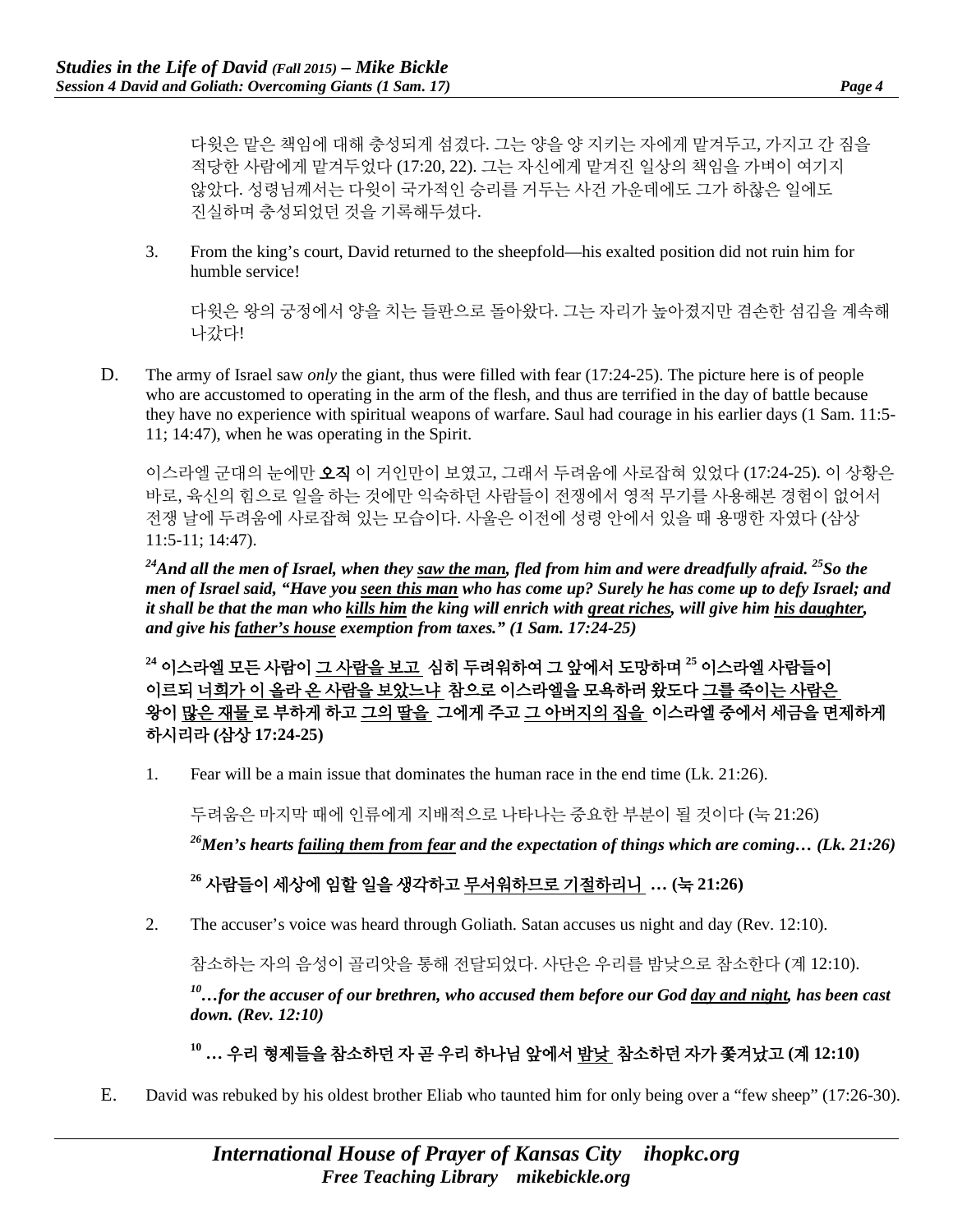다윗은 맡은 책임에 대해 충성되게 섬겼다. 그는 양을 양 지키는 자에게 맡겨두고, 가지고 간 짐을 적당한 사람에게 맡겨두었다 (17:20, 22). 그는 자신에게 맡겨진 일상의 책임을 가벼이 여기지 않았다. 성령님께서는 다윗이 국가적인 승리를 거두는 사건 가운데에도 그가 하찮은 일에도 진실하며 충성되었던 것을 기록해두셨다.

3. From the king's court, David returned to the sheepfold—his exalted position did not ruin him for humble service!

   다윗은 왕의 궁정에서 양을 치는 들판으로 돌아왔다. 그는 자리가 높아졌지만 겸손한 섬김을 계속해 나갔다!

D. The army of Israel saw *only* the giant, thus were filled with fear (17:24-25). The picture here is of people who are accustomed to operating in the arm of the flesh, and thus are terrified in the day of battle because they have no experience with spiritual weapons of warfare. Saul had courage in his earlier days (1 Sam. 11:5-11; 14:47), when he was operating in the Spirit.

이스라엘 군대의 눈에만 **오직** 이 거인만이 보였고, 그래서 두려움에 사로잡혀 있었다 (17:24-25). 이 상황은 바로, 육신의 힘으로 일을 하는 것에만 익숙하던 사람들이 전쟁에서 영적 무기를 사용해본 경험이 없어서 전쟁 날에 두려움에 사로잡혀 있는 모습이다. 사울은 이전에 성령 안에서 있을 때 용맹한 자였다 (삼상 11:5-11; 14:47).

***[24]And all the men of Israel, when they <u>saw the man</u>, fled from him and were dreadfully afraid. [25]So the men of Israel said, "Have you <u>seen this man</u> who has come up? Surely he has come up to defy Israel; and it shall be that the man who <u>kills him</u> the king will enrich with <u>great riches</u>, will give him <u>his daughter</u>, and give his <u>father's house</u> exemption from taxes." (1 Sam. 17:24-25)***

**[24] 이스라엘 모든 사람이 <u>그 사람을 보고</u> 심히 두려워하여 그 앞에서 도망하며 [25] 이스라엘 사람들이 이르되 <u>너희가 이 올라 온 사람을 보았느냐</u> 참으로 이스라엘을 모욕하러 왔도다 <u>그를 죽이는 사람은</u> 왕이 <u>많은 재물</u> 로 부하게 하고 <u>그의 딸을</u> 그에게 주고 <u>그 아버지의 집을</u> 이스라엘 중에서 세금을 면제하게 하시리라 (삼상 17:24-25)**

1. Fear will be a main issue that dominates the human race in the end time (Lk. 21:26).

   두려움은 마지막 때에 인류에게 지배적으로 나타나는 중요한 부분이 될 것이다 (눅 21:26)

   ***[26]Men's hearts <u>failing them from fear</u> and the expectation of things which are coming… (Lk. 21:26)***

   **[26] 사람들이 세상에 임할 일을 생각하고 <u>무서워하므로 기절하리니</u> … (눅 21:26)**

2. The accuser's voice was heard through Goliath. Satan accuses us night and day (Rev. 12:10).

   참소하는 자의 음성이 골리앗을 통해 전달되었다. 사단은 우리를 밤낮으로 참소한다 (계 12:10).

   ***[10]…for the accuser of our brethren, who accused them before our God <u>day and night</u>, has been cast down. (Rev. 12:10)***

   **[10] … 우리 형제들을 참소하던 자 곧 우리 하나님 앞에서 <u>밤낮</u> 참소하던 자가 쫓겨났고 (계 12:10)**

E. David was rebuked by his oldest brother Eliab who taunted him for only being over a "few sheep" (17:26-30).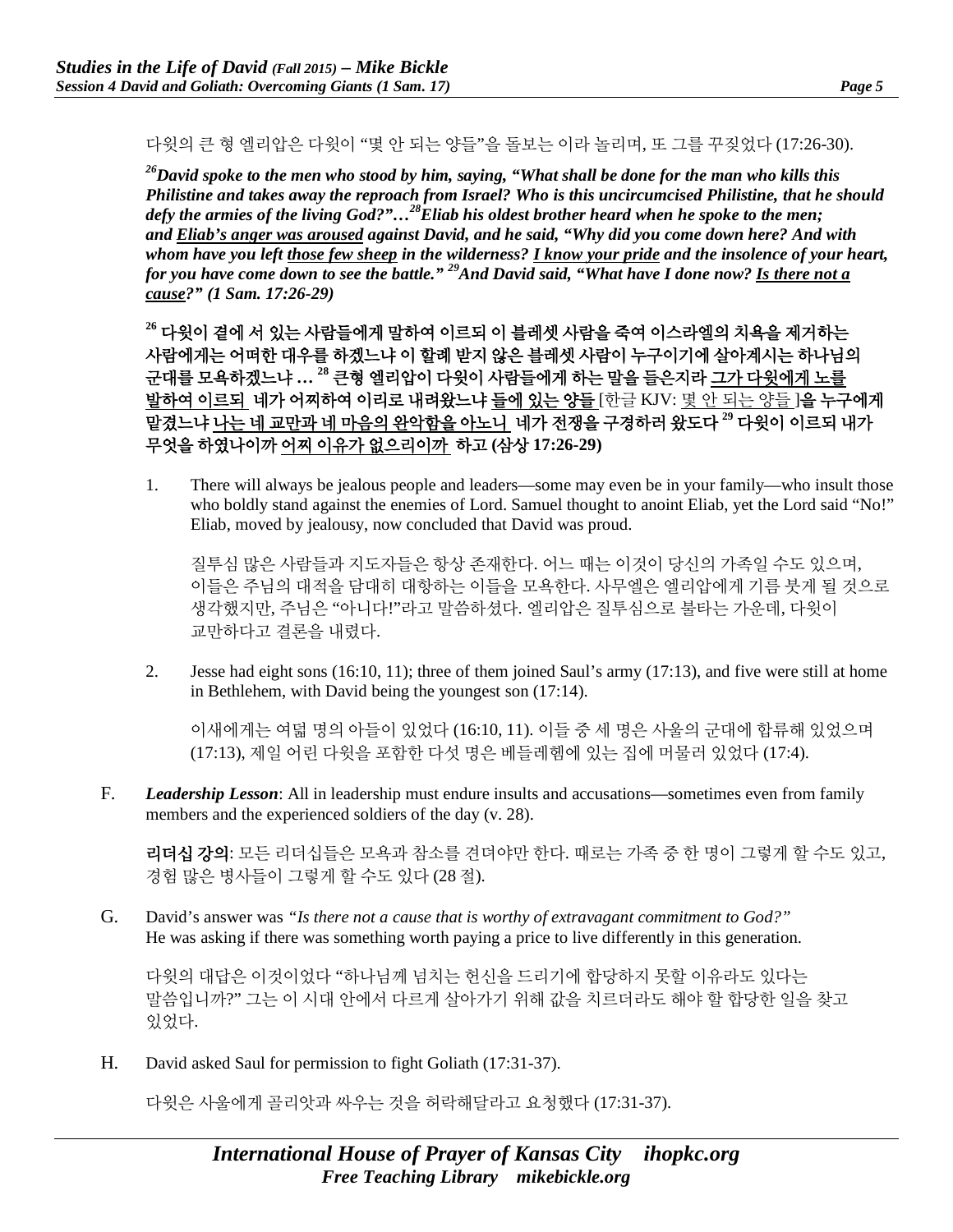다윗의 큰 형 엘리압은 다윗이 "몇 안 되는 양들"을 돌보는 이라 놀리며, 또 그를 꾸짖었다 (17:26-30).

***[26]David spoke to the men who stood by him, saying, "What shall be done for the man who kills this Philistine and takes away the reproach from Israel? Who is this uncircumcised Philistine, that he should defy the armies of the living God?"…[28]Eliab his oldest brother heard when he spoke to the men; and <u>Eliab's anger was aroused</u> against David, and he said, "Why did you come down here? And with whom have you left <u>those few sheep</u> in the wilderness? <u>I know your pride</u> and the insolence of your heart, for you have come down to see the battle." [29]And David said, "What have I done now? <u>Is there not a cause</u>?" (1 Sam. 17:26-29)***

**[26] 다윗이 곁에 서 있는 사람들에게 말하여 이르되 이 블레셋 사람을 죽여 이스라엘의 치욕을 제거하는 사람에게는 어떠한 대우를 하겠느냐 이 할례 받지 않은 블레셋 사람이 누구이기에 살아계시는 하나님의 군대를 모욕하겠느냐 … [28] 큰형 엘리압이 다윗이 사람들에게 하는 말을 들은지라 <u>그가 다윗에게 노를 발하여 이르되</u> 네가 어찌하여 이리로 내려왔느냐 <u>들에 있는 양들</u> [한글 KJV: <u>몇 안 되는 양들</u>]을 누구에게 맡겼느냐 <u>나는 네 교만과 네 마음의 완악함을 아노니</u> 네가 전쟁을 구경하러 왔도다 [29] 다윗이 이르되 내가 무엇을 하였나이까 <u>어찌 이유가 없으리이까</u> 하고 (삼상 17:26-29)**

1. There will always be jealous people and leaders—some may even be in your family—who insult those who boldly stand against the enemies of Lord. Samuel thought to anoint Eliab, yet the Lord said "No!" Eliab, moved by jealousy, now concluded that David was proud.

   질투심 많은 사람들과 지도자들은 항상 존재한다. 어느 때는 이것이 당신의 가족일 수도 있으며, 이들은 주님의 대적을 담대히 대항하는 이들을 모욕한다. 사무엘은 엘리압에게 기름 붓게 될 것으로 생각했지만, 주님은 "아니다!"라고 말씀하셨다. 엘리압은 질투심으로 불타는 가운데, 다윗이 교만하다고 결론을 내렸다.

2. Jesse had eight sons (16:10, 11); three of them joined Saul's army (17:13), and five were still at home in Bethlehem, with David being the youngest son (17:14).

   이새에게는 여덟 명의 아들이 있었다 (16:10, 11). 이들 중 세 명은 사울의 군대에 합류해 있었으며 (17:13), 제일 어린 다윗을 포함한 다섯 명은 베들레헴에 있는 집에 머물러 있었다 (17:4).

F. ***Leadership Lesson***: All in leadership must endure insults and accusations—sometimes even from family members and the experienced soldiers of the day (v. 28).

   **리더십 강의**: 모든 리더십들은 모욕과 참소를 견뎌야만 한다. 때로는 가족 중 한 명이 그렇게 할 수도 있고, 경험 많은 병사들이 그렇게 할 수도 있다 (28 절).

G. David's answer was *"Is there not a cause that is worthy of extravagant commitment to God?"* He was asking if there was something worth paying a price to live differently in this generation.

   다윗의 대답은 이것이었다 "하나님께 넘치는 헌신을 드리기에 합당하지 못할 이유라도 있다는 말씀입니까?" 그는 이 시대 안에서 다르게 살아가기 위해 값을 치르더라도 해야 할 합당한 일을 찾고 있었다.

H. David asked Saul for permission to fight Goliath (17:31-37).

   다윗은 사울에게 골리앗과 싸우는 것을 허락해달라고 요청했다 (17:31-37).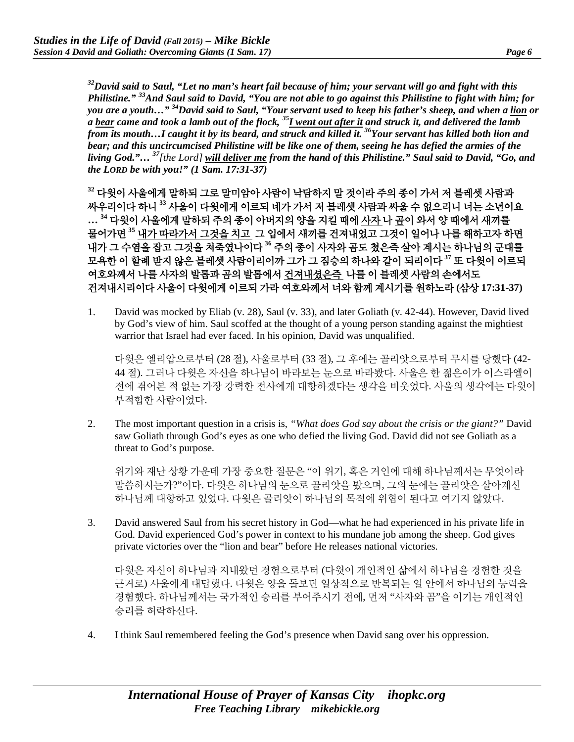***[32]David said to Saul, "Let no man's heart fail because of him; your servant will go and fight with this Philistine." [33]And Saul said to David, "You are not able to go against this Philistine to fight with him; for you are a youth…" [34]David said to Saul, "Your servant used to keep his father's sheep, and when a <u>lion</u> or a <u>bear</u> came and took a lamb out of the flock, [35]<u>I went out after it</u> and struck it, and delivered the lamb from its mouth…I caught it by its beard, and struck and killed it. [36]Your servant has killed both lion and bear; and this uncircumcised Philistine will be like one of them, seeing he has defied the armies of the living God."… [37][the Lord] <u>will deliver me</u> from the hand of this Philistine." Saul said to David, "Go, and the LORD be with you!" (1 Sam. 17:31-37)***

**[32] 다윗이 사울에게 말하되 그로 말미암아 사람이 낙담하지 말 것이라 주의 종이 가서 저 블레셋 사람과 싸우리이다 하니 [33] 사울이 다윗에게 이르되 네가 가서 저 블레셋 사람과 싸울 수 없으리니 너는 소년이요 … [34] 다윗이 사울에게 말하되 주의 종이 아버지의 양을 지킬 때에 <u>사자</u> 나 <u>곰</u>이 와서 양 떼에서 새끼를 물어가면 [35] <u>내가 따라가서 그것을 치고</u> 그 입에서 새끼를 건져내었고 그것이 일어나 나를 해하고자 하면 내가 그 수염을 잡고 그것을 쳐죽였나이다 [36] 주의 종이 사자와 곰도 쳤은즉 살아 계시는 하나님의 군대를 모욕한 이 할례 받지 않은 블레셋 사람이리이까 그가 그 짐승의 하나와 같이 되리이다 [37] 또 다윗이 이르되 여호와께서 나를 사자의 발톱과 곰의 발톱에서 <u>건져내셨은즉</u> 나를 이 블레셋 사람의 손에서도 건져내시리이다 사울이 다윗에게 이르되 가라 여호와께서 너와 함께 계시기를 원하노라 (삼상 17:31-37)**

1. David was mocked by Eliab (v. 28), Saul (v. 33), and later Goliath (v. 42-44). However, David lived by God's view of him. Saul scoffed at the thought of a young person standing against the mightiest warrior that Israel had ever faced. In his opinion, David was unqualified.

   다윗은 엘리압으로부터 (28 절), 사울로부터 (33 절), 그 후에는 골리앗으로부터 무시를 당했다 (42-44 절). 그러나 다윗은 자신을 하나님이 바라보는 눈으로 바라봤다. 사울은 한 젊은이가 이스라엘이 전에 겪어본 적 없는 가장 강력한 전사에게 대항하겠다는 생각을 비웃었다. 사울의 생각에는 다윗이 부적합한 사람이었다.

2. The most important question in a crisis is, *"What does God say about the crisis or the giant?"* David saw Goliath through God's eyes as one who defied the living God. David did not see Goliath as a threat to God's purpose.

   위기와 재난 상황 가운데 가장 중요한 질문은 "이 위기, 혹은 거인에 대해 하나님께서는 무엇이라 말씀하시는가?"이다. 다윗은 하나님의 눈으로 골리앗을 봤으며, 그의 눈에는 골리앗은 살아계신 하나님께 대항하고 있었다. 다윗은 골리앗이 하나님의 목적에 위협이 된다고 여기지 않았다.

3. David answered Saul from his secret history in God—what he had experienced in his private life in God. David experienced God's power in context to his mundane job among the sheep. God gives private victories over the "lion and bear" before He releases national victories.

   다윗은 자신이 하나님과 지내왔던 경험으로부터 (다윗이 개인적인 삶에서 하나님을 경험한 것을 근거로) 사울에게 대답했다. 다윗은 양을 돌보던 일상적으로 반복되는 일 안에서 하나님의 능력을 경험했다. 하나님께서는 국가적인 승리를 부어주시기 전에, 먼저 "사자와 곰"을 이기는 개인적인 승리를 허락하신다.

4. I think Saul remembered feeling the God's presence when David sang over his oppression.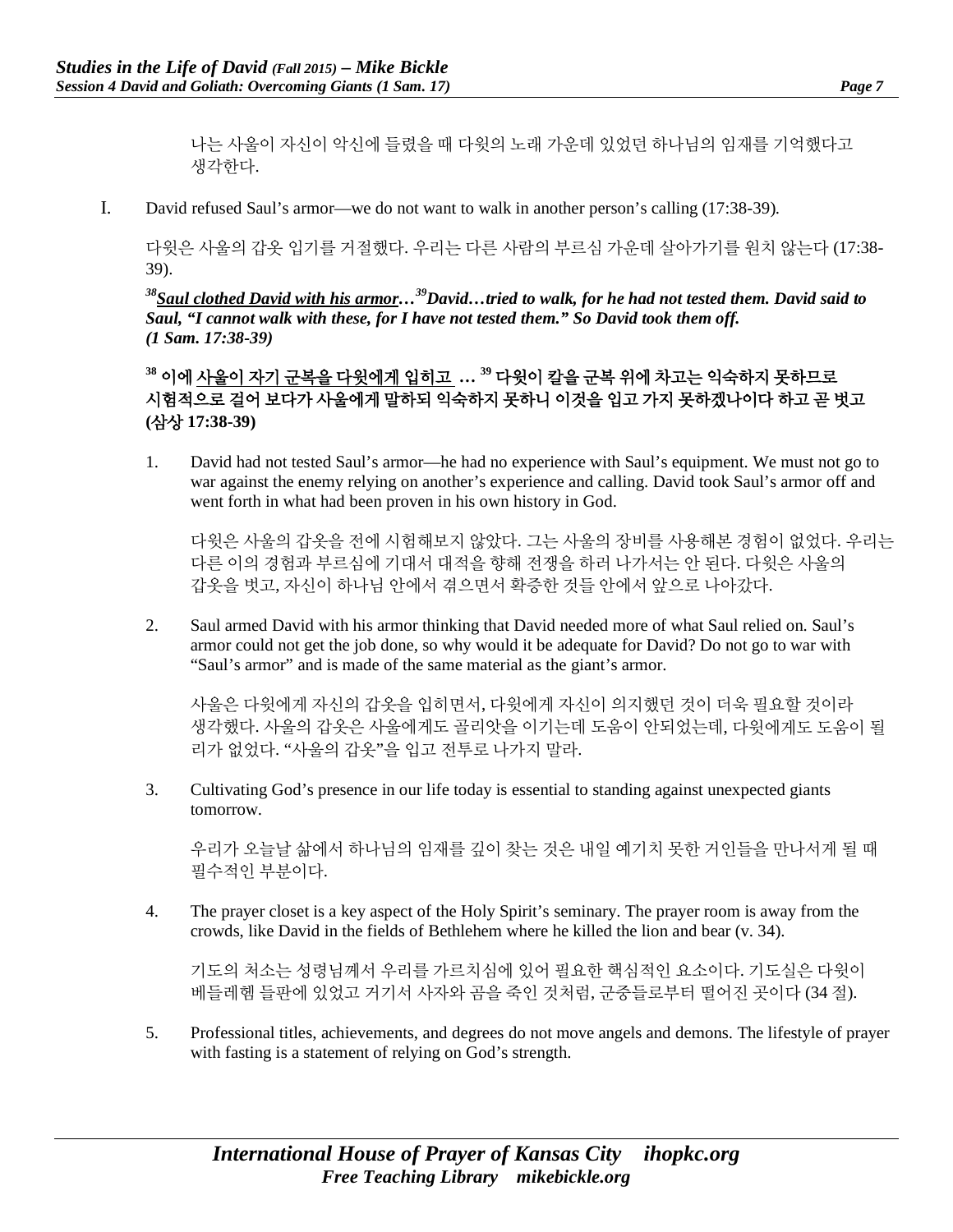나는 사울이 자신이 악신에 들렸을 때 다윗의 노래 가운데 있었던 하나님의 임재를 기억했다고 생각한다.

I. David refused Saul's armor—we do not want to walk in another person's calling (17:38-39).

다윗은 사울의 갑옷 입기를 거절했다. 우리는 다른 사람의 부르심 가운데 살아가기를 원치 않는다 (17:38-39).

***[38]<u>Saul clothed David with his armor</u>…[39]David…tried to walk, for he had not tested them. David said to Saul, "I cannot walk with these, for I have not tested them." So David took them off. (1 Sam. 17:38-39)***

**[38] 이에 <u>사울이 자기 군복을 다윗에게 입히고</u> … [39] 다윗이 칼을 군복 위에 차고는 익숙하지 못하므로 시험적으로 걸어 보다가 사울에게 말하되 익숙하지 못하니 이것을 입고 가지 못하겠나이다 하고 곧 벗고 (삼상 17:38-39)**

1. David had not tested Saul's armor—he had no experience with Saul's equipment. We must not go to war against the enemy relying on another's experience and calling. David took Saul's armor off and went forth in what had been proven in his own history in God.

   다윗은 사울의 갑옷을 전에 시험해보지 않았다. 그는 사울의 장비를 사용해본 경험이 없었다. 우리는 다른 이의 경험과 부르심에 기대서 대적을 향해 전쟁을 하러 나가서는 안 된다. 다윗은 사울의 갑옷을 벗고, 자신이 하나님 안에서 겪으면서 확증한 것들 안에서 앞으로 나아갔다.

2. Saul armed David with his armor thinking that David needed more of what Saul relied on. Saul's armor could not get the job done, so why would it be adequate for David? Do not go to war with "Saul's armor" and is made of the same material as the giant's armor.

   사울은 다윗에게 자신의 갑옷을 입히면서, 다윗에게 자신이 의지했던 것이 더욱 필요할 것이라 생각했다. 사울의 갑옷은 사울에게도 골리앗을 이기는데 도움이 안되었는데, 다윗에게도 도움이 될 리가 없었다. "사울의 갑옷"을 입고 전투로 나가지 말라.

3. Cultivating God's presence in our life today is essential to standing against unexpected giants tomorrow.

   우리가 오늘날 삶에서 하나님의 임재를 깊이 찾는 것은 내일 예기치 못한 거인들을 만나서게 될 때 필수적인 부분이다.

4. The prayer closet is a key aspect of the Holy Spirit's seminary. The prayer room is away from the crowds, like David in the fields of Bethlehem where he killed the lion and bear (v. 34).

   기도의 처소는 성령님께서 우리를 가르치심에 있어 필요한 핵심적인 요소이다. 기도실은 다윗이 베들레헴 들판에 있었고 거기서 사자와 곰을 죽인 것처럼, 군중들로부터 떨어진 곳이다 (34 절).

5. Professional titles, achievements, and degrees do not move angels and demons. The lifestyle of prayer with fasting is a statement of relying on God's strength.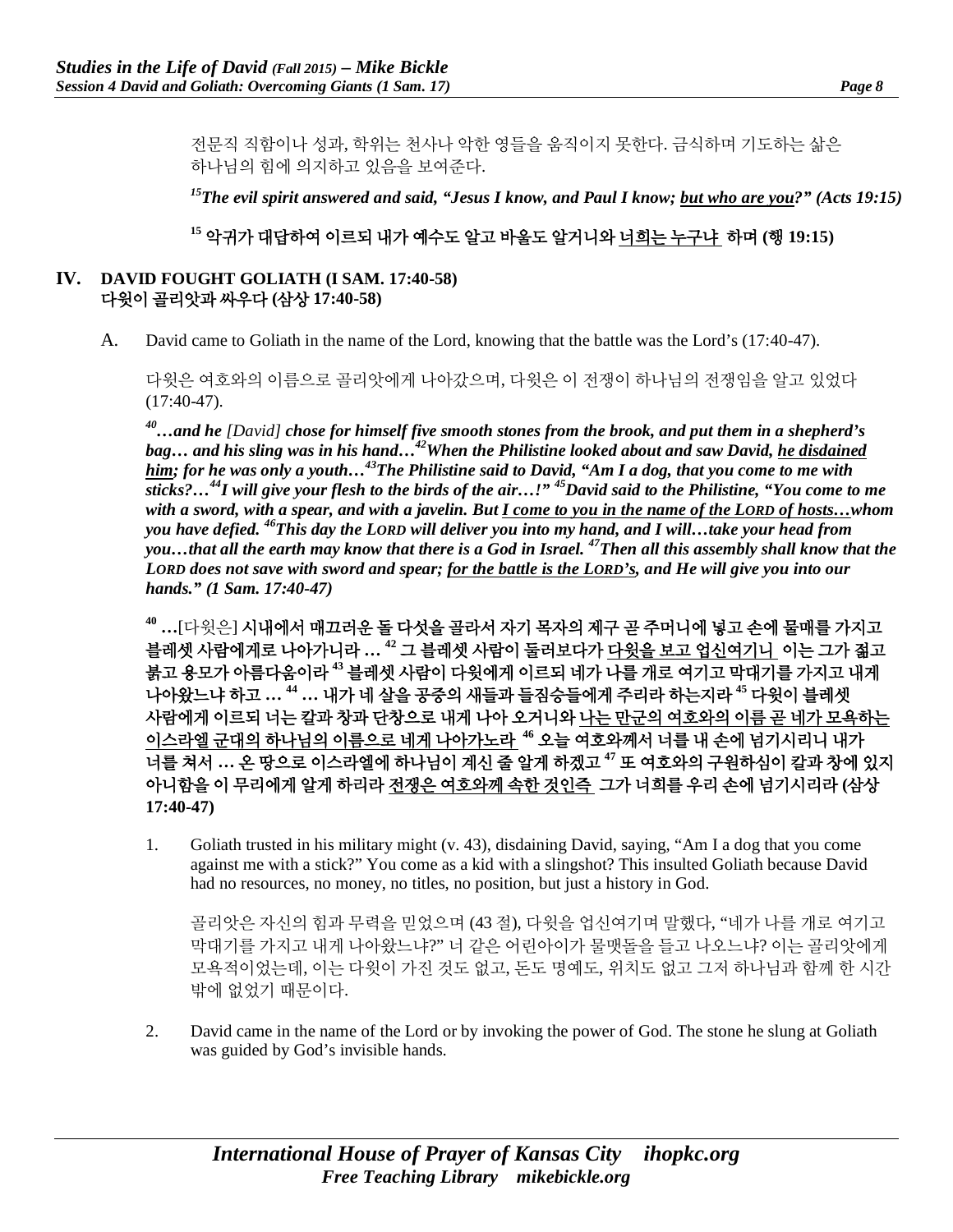전문직 직함이나 성과, 학위는 천사나 악한 영들을 움직이지 못한다. 금식하며 기도하는 삶은 하나님의 힘에 의지하고 있음을 보여준다.

***15**The evil spirit answered and said, "Jesus I know, and Paul I know; <u>but who are you</u>?" (Acts 19:15)*

**15 악귀가 대답하여 이르되 내가 예수도 알고 바울도 알거니와 <u>너희는 누구냐</u> 하며 (행 19:15)**

## IV. DAVID FOUGHT GOLIATH (I SAM. 17:40-58) 다윗이 골리앗과 싸우다 (삼상 17:40-58)

A. David came to Goliath in the name of the Lord, knowing that the battle was the Lord's (17:40-47).

다윗은 여호와의 이름으로 골리앗에게 나아갔으며, 다윗은 이 전쟁이 하나님의 전쟁임을 알고 있었다 (17:40-47).

***40**…and he [David] chose for himself five smooth stones from the brook, and put them in a shepherd's bag… and his sling was in his hand…**42**When the Philistine looked about and saw David, <u>he disdained him</u>; for he was only a youth…**43**The Philistine said to David, "Am I a dog, that you come to me with sticks?…**44**I will give your flesh to the birds of the air…!" **45**David said to the Philistine, "You come to me with a sword, with a spear, and with a javelin. But <u>I come to you in the name of the LORD of hosts</u>…whom you have defied. **46**This day the LORD will deliver you into my hand, and I will…take your head from you…that all the earth may know that there is a God in Israel. **47**Then all this assembly shall know that the LORD does not save with sword and spear; <u>for the battle is the LORD's</u>, and He will give you into our hands." (1 Sam. 17:40-47)*

**40 …[다윗은] 시내에서 매끄러운 돌 다섯을 골라서 자기 목자의 제구 곧 주머니에 넣고 손에 물매를 가지고 블레셋 사람에게로 나아가니라 … 42 그 블레셋 사람이 둘러보다가 <u>다윗을 보고 업신여기니</u> 이는 그가 젊고 붉고 용모가 아름다움이라 43 블레셋 사람이 다윗에게 이르되 네가 나를 개로 여기고 막대기를 가지고 내게 나아왔느냐 하고 … 44 … 내가 네 살을 공중의 새들과 들짐승들에게 주리라 하는지라 45 다윗이 블레셋 사람에게 이르되 너는 칼과 창과 단창으로 내게 나아 오거니와 <u>나는 만군의 여호와의 이름 곧 네가 모욕하는 이스라엘 군대의 하나님의 이름으로 네게 나아가노라</u> 46 오늘 여호와께서 너를 내 손에 넘기시리니 내가 너를 쳐서 … 온 땅으로 이스라엘에 하나님이 계신 줄 알게 하겠고 47 또 여호와의 구원하심이 칼과 창에 있지 아니함을 이 무리에게 알게 하리라 <u>전쟁은 여호와께 속한 것인즉</u> 그가 너희를 우리 손에 넘기시리라 (삼상 17:40-47)**

1. Goliath trusted in his military might (v. 43), disdaining David, saying, "Am I a dog that you come against me with a stick?" You come as a kid with a slingshot? This insulted Goliath because David had no resources, no money, no titles, no position, but just a history in God.

   골리앗은 자신의 힘과 무력을 믿었으며 (43 절), 다윗을 업신여기며 말했다, "네가 나를 개로 여기고 막대기를 가지고 내게 나아왔느냐?" 너 같은 어린아이가 물맷돌을 들고 나오느냐? 이는 골리앗에게 모욕적이었는데, 이는 다윗이 가진 것도 없고, 돈도 명예도, 위치도 없고 그저 하나님과 함께 한 시간 밖에 없었기 때문이다.

2. David came in the name of the Lord or by invoking the power of God. The stone he slung at Goliath was guided by God's invisible hands.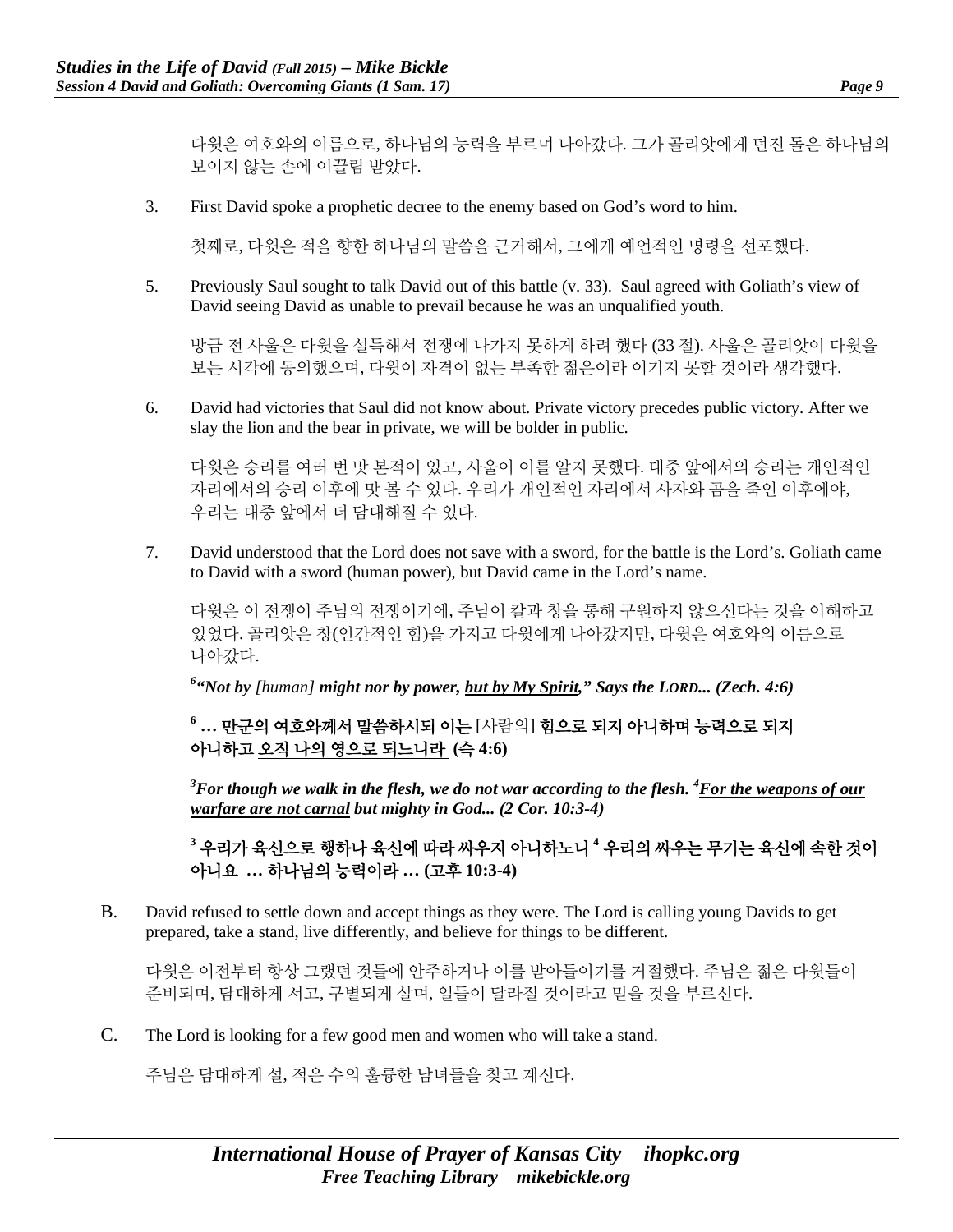다윗은 여호와의 이름으로, 하나님의 능력을 부르며 나아갔다. 그가 골리앗에게 던진 돌은 하나님의 보이지 않는 손에 이끌림 받았다.

3. First David spoke a prophetic decree to the enemy based on God's word to him.

   첫째로, 다윗은 적을 향한 하나님의 말씀을 근거해서, 그에게 예언적인 명령을 선포했다.

5. Previously Saul sought to talk David out of this battle (v. 33). Saul agreed with Goliath's view of David seeing David as unable to prevail because he was an unqualified youth.

   방금 전 사울은 다윗을 설득해서 전쟁에 나가지 못하게 하려 했다 (33 절). 사울은 골리앗이 다윗을 보는 시각에 동의했으며, 다윗이 자격이 없는 부족한 젊은이라 이기지 못할 것이라 생각했다.

6. David had victories that Saul did not know about. Private victory precedes public victory. After we slay the lion and the bear in private, we will be bolder in public.

   다윗은 승리를 여러 번 맛 본적이 있고, 사울이 이를 알지 못했다. 대중 앞에서의 승리는 개인적인 자리에서의 승리 이후에 맛 볼 수 있다. 우리가 개인적인 자리에서 사자와 곰을 죽인 이후에야, 우리는 대중 앞에서 더 담대해질 수 있다.

7. David understood that the Lord does not save with a sword, for the battle is the Lord's. Goliath came to David with a sword (human power), but David came in the Lord's name.

   다윗은 이 전쟁이 주님의 전쟁이기에, 주님이 칼과 창을 통해 구원하지 않으신다는 것을 이해하고 있었다. 골리앗은 창(인간적인 힘)을 가지고 다윗에게 나아갔지만, 다윗은 여호와의 이름으로 나아갔다.

   [6]***"Not by** [human] **might nor by power, <u>but by My Spirit</u>," Says the LORD... (Zech. 4:6)***

   **[6] … 만군의 여호와께서 말씀하시되 이는** [사람의] **힘으로 되지 아니하며 능력으로 되지 아니하고 <u>오직 나의 영으로 되느니라</u> (슥 4:6)**

   ***[3]For though we walk in the flesh, we do not war according to the flesh. [4]<u>For the weapons of our warfare are not carnal</u> but mighty in God... (2 Cor. 10:3-4)***

   **[3] 우리가 육신으로 행하나 육신에 따라 싸우지 아니하노니 [4] <u>우리의 싸우는 무기는 육신에 속한 것이 아니요</u> … 하나님의 능력이라 … (고후 10:3-4)**

B. David refused to settle down and accept things as they were. The Lord is calling young Davids to get prepared, take a stand, live differently, and believe for things to be different.

   다윗은 이전부터 항상 그랬던 것들에 안주하거나 이를 받아들이기를 거절했다. 주님은 젊은 다윗들이 준비되며, 담대하게 서고, 구별되게 살며, 일들이 달라질 것이라고 믿을 것을 부르신다.

C. The Lord is looking for a few good men and women who will take a stand.

   주님은 담대하게 설, 적은 수의 훌륭한 남녀들을 찾고 계신다.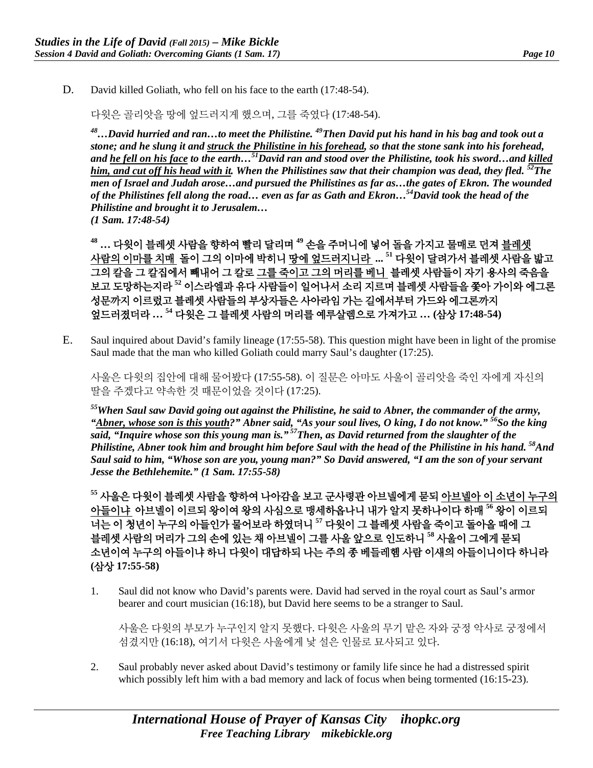D. David killed Goliath, who fell on his face to the earth (17:48-54).

다윗은 골리앗을 땅에 엎드러지게 했으며, 그를 죽였다 (17:48-54).

***[48]…David hurried and ran…to meet the Philistine. [49]Then David put his hand in his bag and took out a stone; and he slung it and <u>struck the Philistine in his forehead</u>, so that the stone sank into his forehead, and <u>he fell on his face</u> to the earth…[51]David ran and stood over the Philistine, took his sword…and <u>killed him, and cut off his head with it</u>. When the Philistines saw that their champion was dead, they fled. [52]The men of Israel and Judah arose…and pursued the Philistines as far as…the gates of Ekron. The wounded of the Philistines fell along the road… even as far as Gath and Ekron…[54]David took the head of the Philistine and brought it to Jerusalem… (1 Sam. 17:48-54)***

**[48] … 다윗이 블레셋 사람을 향하여 빨리 달리며 [49] 손을 주머니에 넣어 돌을 가지고 물매로 던져 <u>블레셋 사람의 이마를 치매</u> 돌이 그의 이마에 박히니 <u>땅에 엎드러지니라</u> ... [51] 다윗이 달려가서 블레셋 사람을 밟고 그의 칼을 그 칼집에서 빼내어 그 칼로 <u>그를 죽이고 그의 머리를 베니</u> 블레셋 사람들이 자기 용사의 죽음을 보고 도망하는지라 [52] 이스라엘과 유다 사람들이 일어나서 소리 지르며 블레셋 사람들을 쫓아 가이와 에그론 성문까지 이르렀고 블레셋 사람들의 부상자들은 사아라임 가는 길에서부터 가드와 에그론까지 엎드러졌더라 … [54] 다윗은 그 블레셋 사람의 머리를 예루살렘으로 가져가고 … (삼상 17:48-54)**

E. Saul inquired about David's family lineage (17:55-58). This question might have been in light of the promise Saul made that the man who killed Goliath could marry Saul's daughter (17:25).

사울은 다윗의 집안에 대해 물어봤다 (17:55-58). 이 질문은 아마도 사울이 골리앗을 죽인 자에게 자신의 딸을 주겠다고 약속한 것 때문이었을 것이다 (17:25).

***[55]When Saul saw David going out against the Philistine, he said to Abner, the commander of the army, "<u>Abner, whose son is this youth</u>?" Abner said, "As your soul lives, O king, I do not know." [56]So the king said, "Inquire whose son this young man is." [57]Then, as David returned from the slaughter of the Philistine, Abner took him and brought him before Saul with the head of the Philistine in his hand. [58]And Saul said to him, "Whose son are you, young man?" So David answered, "I am the son of your servant Jesse the Bethlehemite." (1 Sam. 17:55-58)***

**[55] 사울은 다윗이 블레셋 사람을 향하여 나아감을 보고 군사령관 아브넬에게 묻되 <u>아브넬아 이 소년이 누구의 아들이냐</u> 아브넬이 이르되 왕이여 왕의 사심으로 맹세하옵나니 내가 알지 못하나이다 하매 [56] 왕이 이르되 너는 이 청년이 누구의 아들인가 물어보라 하였더니 [57] 다윗이 그 블레셋 사람을 죽이고 돌아올 때에 그 블레셋 사람의 머리가 그의 손에 있는 채 아브넬이 그를 사울 앞으로 인도하니 [58] 사울이 그에게 묻되 소년이여 누구의 아들이냐 하니 다윗이 대답하되 나는 주의 종 베들레헴 사람 이새의 아들이니이다 하니라 (삼상 17:55-58)**

1. Saul did not know who David's parents were. David had served in the royal court as Saul's armor bearer and court musician (16:18), but David here seems to be a stranger to Saul.

   사울은 다윗의 부모가 누구인지 알지 못했다. 다윗은 사울의 무기 맡은 자와 궁정 악사로 궁정에서 섬겼지만 (16:18), 여기서 다윗은 사울에게 낯 설은 인물로 묘사되고 있다.

2. Saul probably never asked about David's testimony or family life since he had a distressed spirit which possibly left him with a bad memory and lack of focus when being tormented (16:15-23).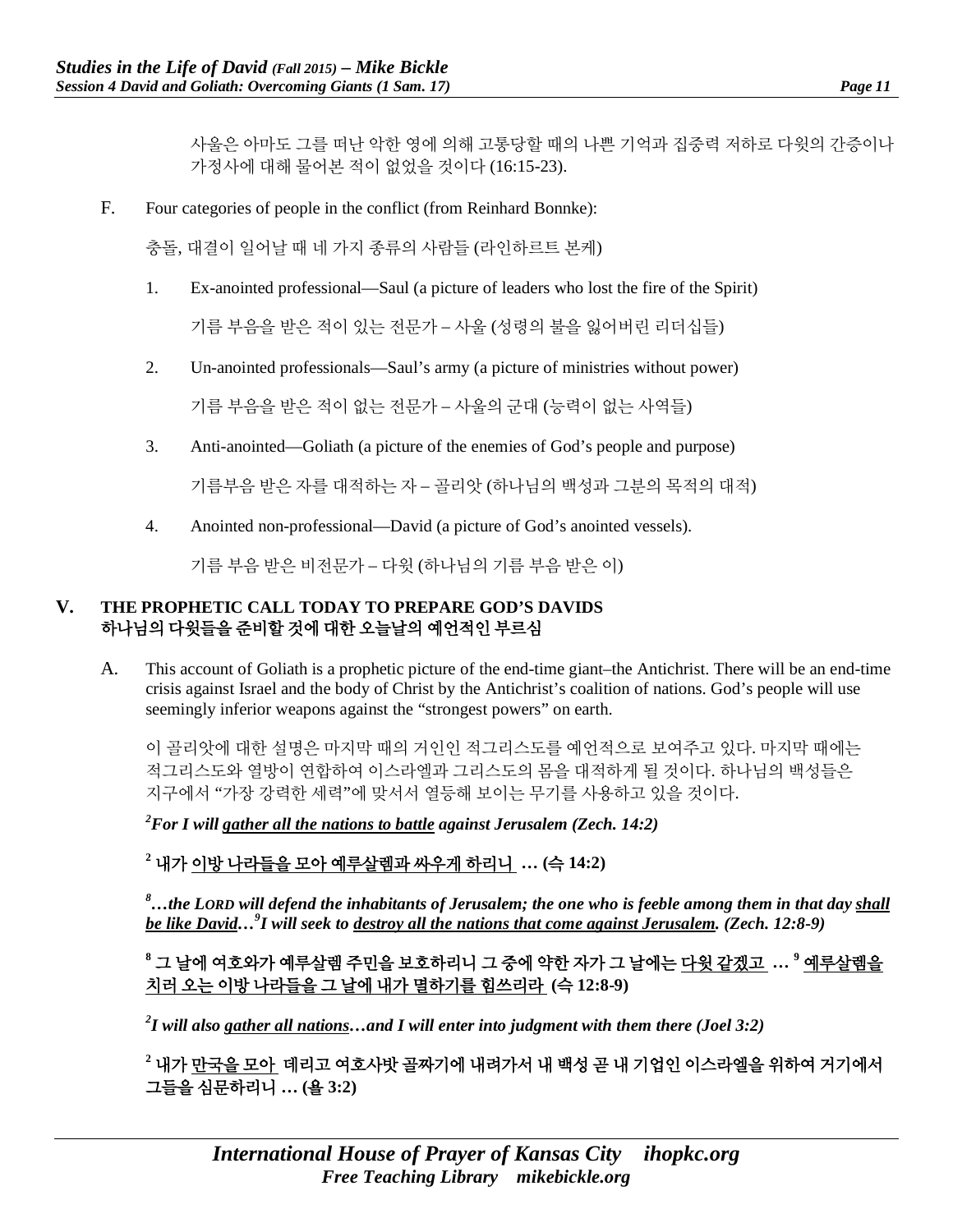사울은 아마도 그를 떠난 악한 영에 의해 고통당할 때의 나쁜 기억과 집중력 저하로 다윗의 간증이나 가정사에 대해 물어본 적이 없었을 것이다 (16:15-23).

F. Four categories of people in the conflict (from Reinhard Bonnke):

충돌, 대결이 일어날 때 네 가지 종류의 사람들 (라인하르트 본케)

1. Ex-anointed professional—Saul (a picture of leaders who lost the fire of the Spirit)

   기름 부음을 받은 적이 있는 전문가 – 사울 (성령의 불을 잃어버린 리더십들)

2. Un-anointed professionals—Saul's army (a picture of ministries without power)

   기름 부음을 받은 적이 없는 전문가 – 사울의 군대 (능력이 없는 사역들)

3. Anti-anointed—Goliath (a picture of the enemies of God's people and purpose)

   기름부음 받은 자를 대적하는 자 – 골리앗 (하나님의 백성과 그분의 목적의 대적)

4. Anointed non-professional—David (a picture of God's anointed vessels).

   기름 부음 받은 비전문가 – 다윗 (하나님의 기름 부음 받은 이)

## V. THE PROPHETIC CALL TODAY TO PREPARE GOD'S DAVIDS
## 하나님의 다윗들을 준비할 것에 대한 오늘날의 예언적인 부르심

A. This account of Goliath is a prophetic picture of the end-time giant–the Antichrist. There will be an end-time crisis against Israel and the body of Christ by the Antichrist's coalition of nations. God's people will use seemingly inferior weapons against the "strongest powers" on earth.

이 골리앗에 대한 설명은 마지막 때의 거인인 적그리스도를 예언적으로 보여주고 있다. 마지막 때에는 적그리스도와 열방이 연합하여 이스라엘과 그리스도의 몸을 대적하게 될 것이다. 하나님의 백성들은 지구에서 "가장 강력한 세력"에 맞서서 열등해 보이는 무기를 사용하고 있을 것이다.

***[2]For I will <u>gather all the nations to battle</u> against Jerusalem (Zech. 14:2)***

**[2] 내가 <u>이방 나라들을 모아 예루살렘과 싸우게 하리니</u> … (슥 14:2)**

***[8]…the LORD will defend the inhabitants of Jerusalem; the one who is feeble among them in that day <u>shall be like David</u>…[9]I will seek to <u>destroy all the nations that come against Jerusalem</u>. (Zech. 12:8-9)***

**[8] 그 날에 여호와가 예루살렘 주민을 보호하리니 그 중에 약한 자가 그 날에는 <u>다윗 같겠고</u> … [9] <u>예루살렘을 치러 오는 이방 나라들을 그 날에 내가 멸하기를 힘쓰리라</u> (슥 12:8-9)**

***[2]I will also <u>gather all nations</u>…and I will enter into judgment with them there (Joel 3:2)***

**[2] 내가 <u>만국을 모아</u> 데리고 여호사밧 골짜기에 내려가서 내 백성 곧 내 기업인 이스라엘을 위하여 거기에서 그들을 심문하리니 … (욜 3:2)**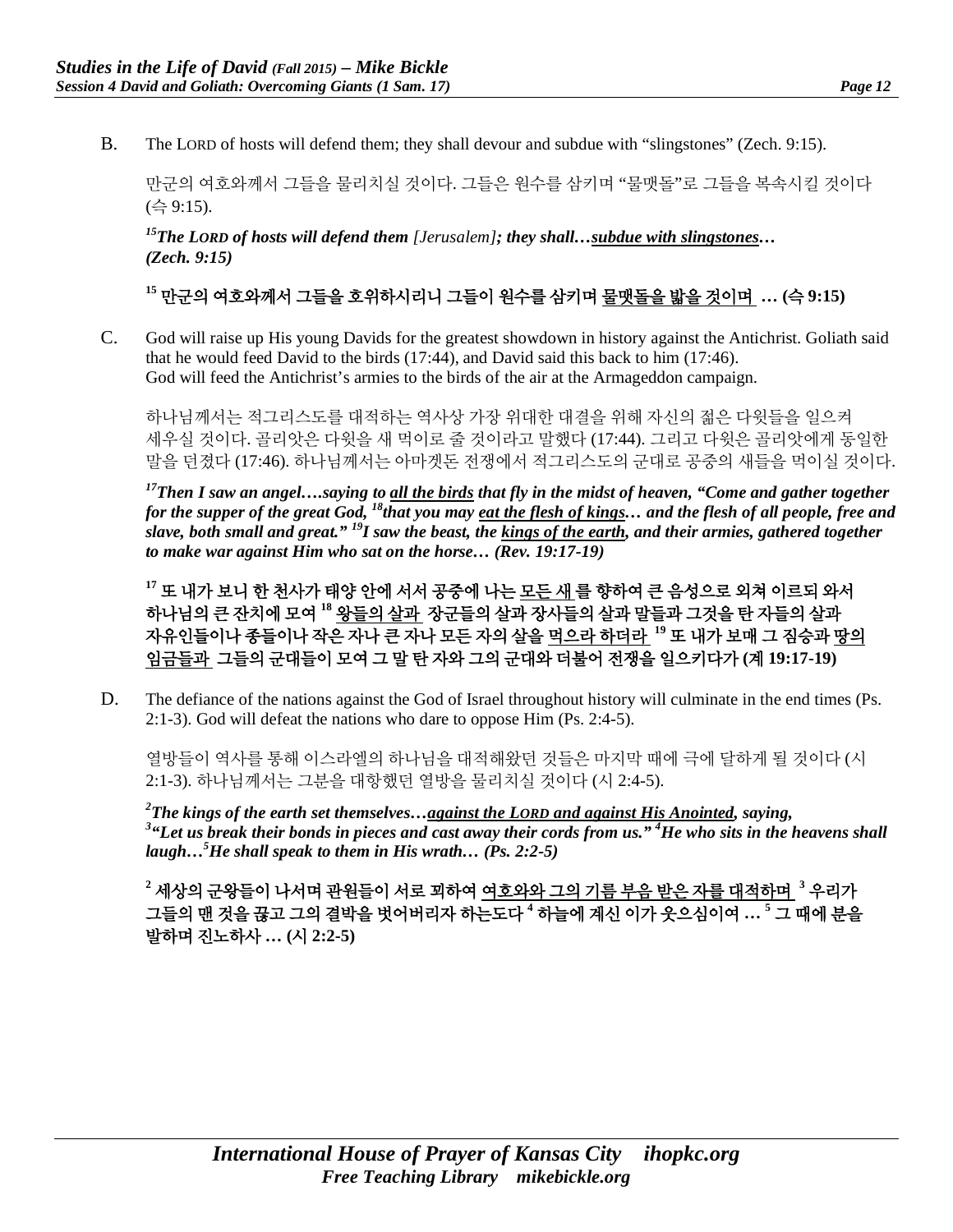B. The LORD of hosts will defend them; they shall devour and subdue with "slingstones" (Zech. 9:15).

만군의 여호와께서 그들을 물리치실 것이다. 그들은 원수를 삼키며 "물맷돌"로 그들을 복속시킬 것이다 (슥 9:15).

***[15]The LORD of hosts will defend them** [Jerusalem]**; they shall…<u>subdue with slingstones</u>… (Zech. 9:15)***

**[15] 만군의 여호와께서 그들을 호위하시리니 그들이 원수를 삼키며 <u>물맷돌을 밟을 것이며</u> … (슥 9:15)**

C. God will raise up His young Davids for the greatest showdown in history against the Antichrist. Goliath said that he would feed David to the birds (17:44), and David said this back to him (17:46). God will feed the Antichrist's armies to the birds of the air at the Armageddon campaign.

하나님께서는 적그리스도를 대적하는 역사상 가장 위대한 대결을 위해 자신의 젊은 다윗들을 일으켜 세우실 것이다. 골리앗은 다윗을 새 먹이로 줄 것이라고 말했다 (17:44). 그리고 다윗은 골리앗에게 동일한 말을 던졌다 (17:46). 하나님께서는 아마겟돈 전쟁에서 적그리스도의 군대로 공중의 새들을 먹이실 것이다.

***[17]Then I saw an angel….saying to <u>all the birds</u> that fly in the midst of heaven, "Come and gather together for the supper of the great God, [18]that you may <u>eat the flesh of kings</u>… and the flesh of all people, free and slave, both small and great." [19]I saw the beast, the <u>kings of the earth</u>, and their armies, gathered together to make war against Him who sat on the horse… (Rev. 19:17-19)***

**[17] 또 내가 보니 한 천사가 태양 안에 서서 공중에 나는 <u>모든 새</u>를 향하여 큰 음성으로 외쳐 이르되 와서 하나님의 큰 잔치에 모여 [18] <u>왕들의 살과</u> 장군들의 살과 장사들의 살과 말들과 그것을 탄 자들의 살과 자유인들이나 종들이나 작은 자나 큰 자나 모든 자의 살을 <u>먹으라 하더라</u> [19] 또 내가 보매 그 짐승과 <u>땅의 임금들과</u> 그들의 군대들이 모여 그 말 탄 자와 그의 군대와 더불어 전쟁을 일으키다가 (계 19:17-19)**

D. The defiance of the nations against the God of Israel throughout history will culminate in the end times (Ps. 2:1-3). God will defeat the nations who dare to oppose Him (Ps. 2:4-5).

열방들이 역사를 통해 이스라엘의 하나님을 대적해왔던 것들은 마지막 때에 극에 달하게 될 것이다 (시 2:1-3). 하나님께서는 그분을 대항했던 열방을 물리치실 것이다 (시 2:4-5).

***[2]The kings of the earth set themselves…<u>against the LORD and against His Anointed</u>, saying, [3]"Let us break their bonds in pieces and cast away their cords from us." [4]He who sits in the heavens shall laugh…[5]He shall speak to them in His wrath… (Ps. 2:2-5)***

**[2] 세상의 군왕들이 나서며 관원들이 서로 꾀하여 <u>여호와와 그의 기름 부음 받은 자를 대적하며</u> [3] 우리가 그들의 맨 것을 끊고 그의 결박을 벗어버리자 하는도다 [4] 하늘에 계신 이가 웃으심이여 … [5] 그 때에 분을 발하며 진노하사 … (시 2:2-5)**